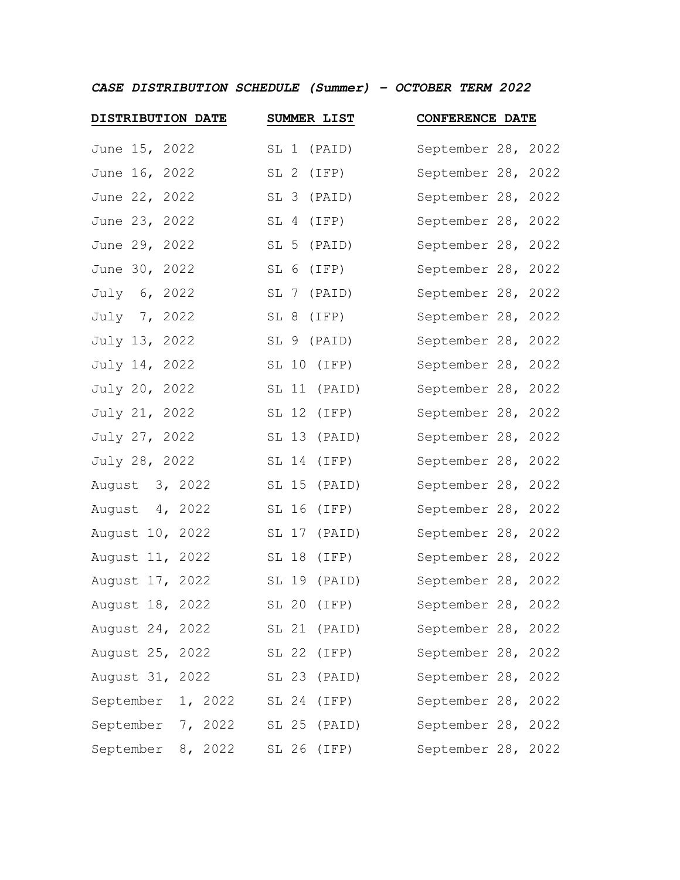***CASE DISTRIBUTION SCHEDULE (Summer) – OCTOBER TERM 2022***

| DISTRIBUTION DATE | SUMMER LIST | CONFERENCE DATE |
|---|---|---|
| June 15, 2022 | SL 1 (PAID) | September 28, 2022 |
| June 16, 2022 | SL 2 (IFP) | September 28, 2022 |
| June 22, 2022 | SL 3 (PAID) | September 28, 2022 |
| June 23, 2022 | SL 4 (IFP) | September 28, 2022 |
| June 29, 2022 | SL 5 (PAID) | September 28, 2022 |
| June 30, 2022 | SL 6 (IFP) | September 28, 2022 |
| July 6, 2022 | SL 7 (PAID) | September 28, 2022 |
| July 7, 2022 | SL 8 (IFP) | September 28, 2022 |
| July 13, 2022 | SL 9 (PAID) | September 28, 2022 |
| July 14, 2022 | SL 10 (IFP) | September 28, 2022 |
| July 20, 2022 | SL 11 (PAID) | September 28, 2022 |
| July 21, 2022 | SL 12 (IFP) | September 28, 2022 |
| July 27, 2022 | SL 13 (PAID) | September 28, 2022 |
| July 28, 2022 | SL 14 (IFP) | September 28, 2022 |
| August 3, 2022 | SL 15 (PAID) | September 28, 2022 |
| August 4, 2022 | SL 16 (IFP) | September 28, 2022 |
| August 10, 2022 | SL 17 (PAID) | September 28, 2022 |
| August 11, 2022 | SL 18 (IFP) | September 28, 2022 |
| August 17, 2022 | SL 19 (PAID) | September 28, 2022 |
| August 18, 2022 | SL 20 (IFP) | September 28, 2022 |
| August 24, 2022 | SL 21 (PAID) | September 28, 2022 |
| August 25, 2022 | SL 22 (IFP) | September 28, 2022 |
| August 31, 2022 | SL 23 (PAID) | September 28, 2022 |
| September 1, 2022 | SL 24 (IFP) | September 28, 2022 |
| September 7, 2022 | SL 25 (PAID) | September 28, 2022 |
| September 8, 2022 | SL 26 (IFP) | September 28, 2022 |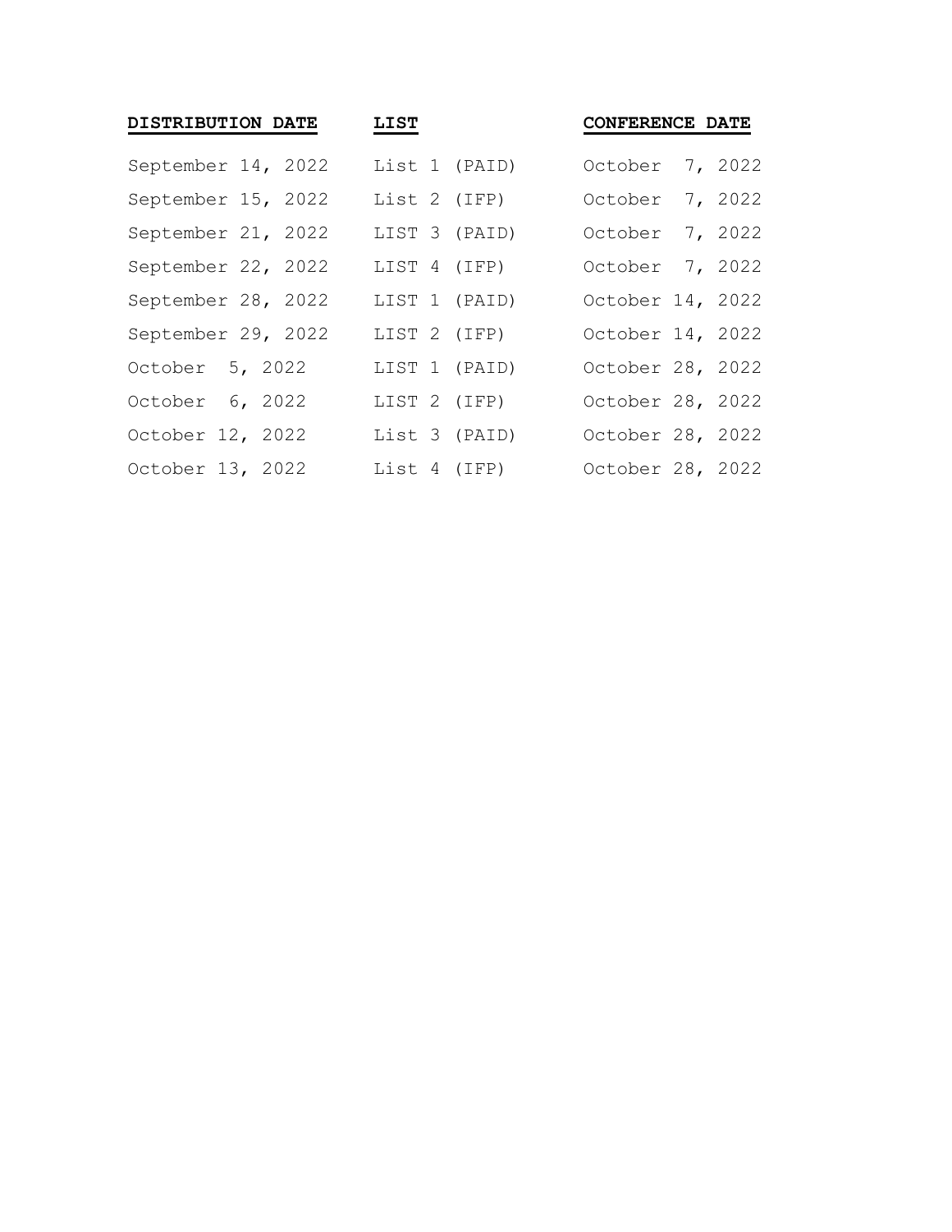| DISTRIBUTION DATE | LIST | CONFERENCE DATE |
| --- | --- | --- |
| September 14, 2022 | List 1 (PAID) | October 7, 2022 |
| September 15, 2022 | List 2 (IFP) | October 7, 2022 |
| September 21, 2022 | LIST 3 (PAID) | October 7, 2022 |
| September 22, 2022 | LIST 4 (IFP) | October 7, 2022 |
| September 28, 2022 | LIST 1 (PAID) | October 14, 2022 |
| September 29, 2022 | LIST 2 (IFP) | October 14, 2022 |
| October 5, 2022 | LIST 1 (PAID) | October 28, 2022 |
| October 6, 2022 | LIST 2 (IFP) | October 28, 2022 |
| October 12, 2022 | List 3 (PAID) | October 28, 2022 |
| October 13, 2022 | List 4 (IFP) | October 28, 2022 |